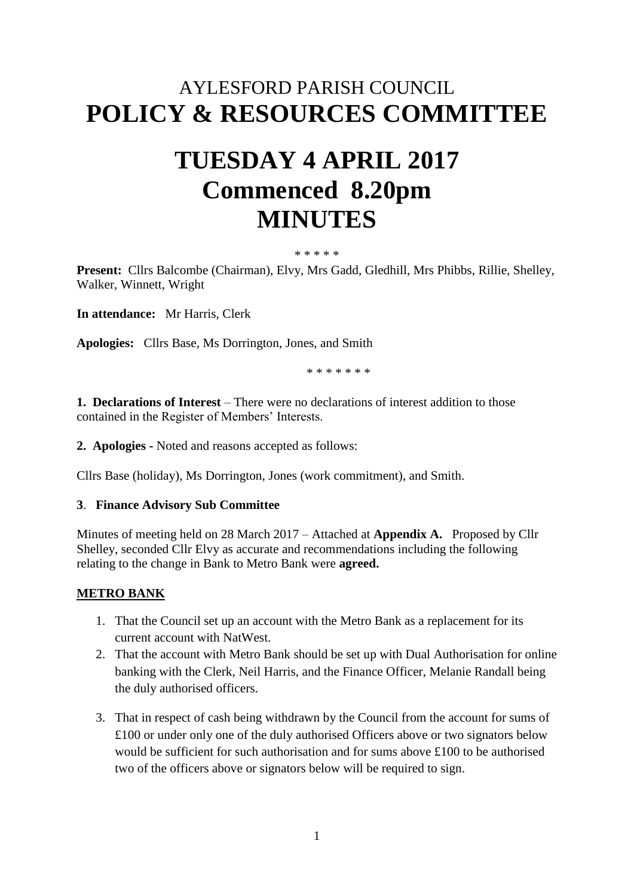# AYLESFORD PARISH COUNCIL
# POLICY & RESOURCES COMMITTEE

# TUESDAY 4 APRIL 2017
# Commenced 8.20pm
# MINUTES

\* \* \* \* \*

**Present:** Cllrs Balcombe (Chairman), Elvy, Mrs Gadd, Gledhill, Mrs Phibbs, Rillie, Shelley, Walker, Winnett, Wright

**In attendance:** Mr Harris, Clerk

**Apologies:** Cllrs Base, Ms Dorrington, Jones, and Smith

\* \* \* \* \* \* \*

**1. Declarations of Interest** – There were no declarations of interest addition to those contained in the Register of Members' Interests.

**2. Apologies -** Noted and reasons accepted as follows:

Cllrs Base (holiday), Ms Dorrington, Jones (work commitment), and Smith.

**3**. **Finance Advisory Sub Committee**

Minutes of meeting held on 28 March 2017 – Attached at **Appendix A.** Proposed by Cllr Shelley, seconded Cllr Elvy as accurate and recommendations including the following relating to the change in Bank to Metro Bank were **agreed.**

**METRO BANK**

1. That the Council set up an account with the Metro Bank as a replacement for its current account with NatWest.
2. That the account with Metro Bank should be set up with Dual Authorisation for online banking with the Clerk, Neil Harris, and the Finance Officer, Melanie Randall being the duly authorised officers.
3. That in respect of cash being withdrawn by the Council from the account for sums of £100 or under only one of the duly authorised Officers above or two signators below would be sufficient for such authorisation and for sums above £100 to be authorised two of the officers above or signators below will be required to sign.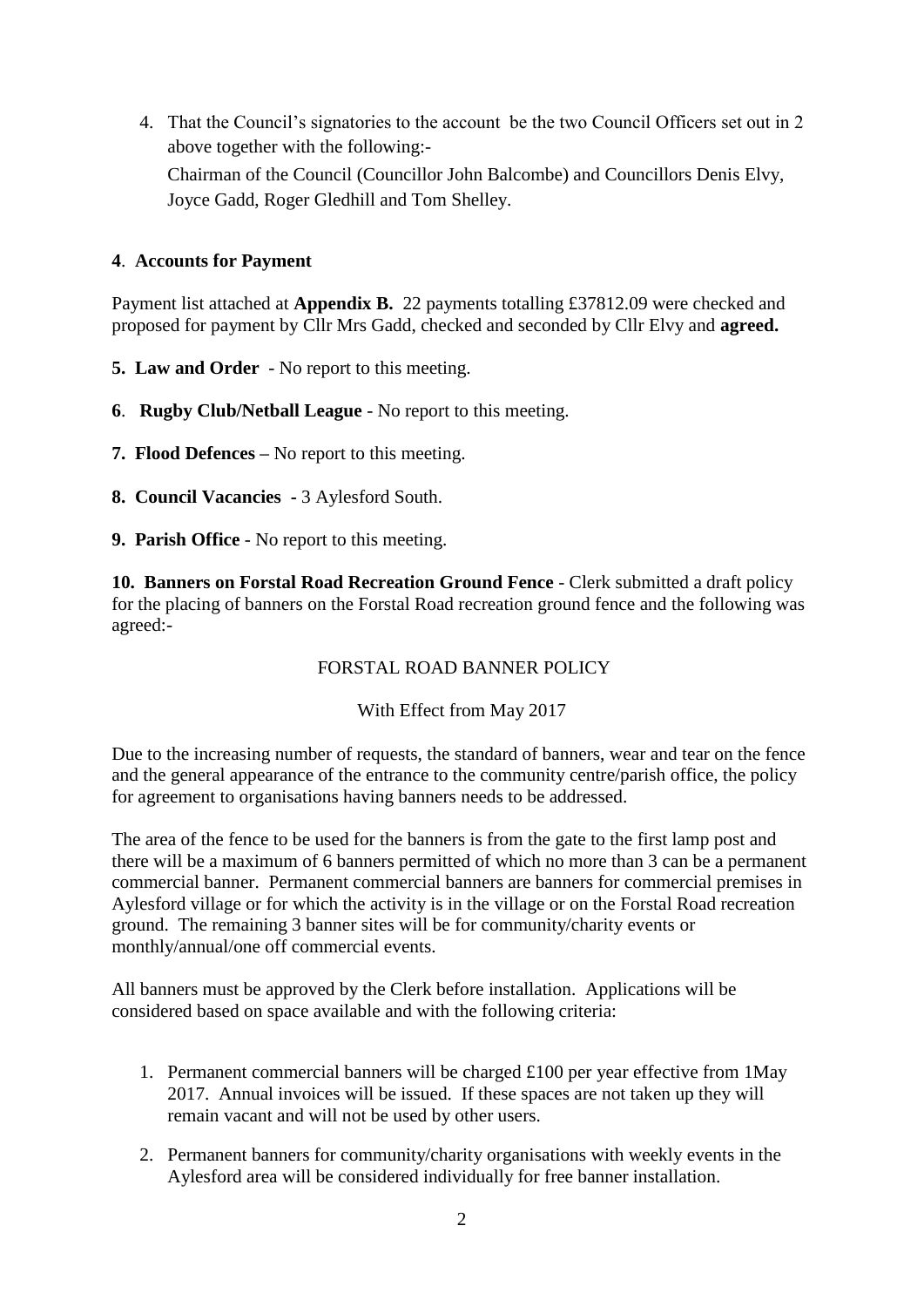4. That the Council's signatories to the account be the two Council Officers set out in 2 above together with the following:-

   Chairman of the Council (Councillor John Balcombe) and Councillors Denis Elvy, Joyce Gadd, Roger Gledhill and Tom Shelley.

**4**. **Accounts for Payment**

Payment list attached at **Appendix B.** 22 payments totalling £37812.09 were checked and proposed for payment by Cllr Mrs Gadd, checked and seconded by Cllr Elvy and **agreed.**

**5. Law and Order** - No report to this meeting.

**6**. **Rugby Club/Netball League** - No report to this meeting.

**7. Flood Defences –** No report to this meeting.

**8. Council Vacancies -** 3 Aylesford South.

**9. Parish Office** - No report to this meeting.

**10. Banners on Forstal Road Recreation Ground Fence** - Clerk submitted a draft policy for the placing of banners on the Forstal Road recreation ground fence and the following was agreed:-

FORSTAL ROAD BANNER POLICY

With Effect from May 2017

Due to the increasing number of requests, the standard of banners, wear and tear on the fence and the general appearance of the entrance to the community centre/parish office, the policy for agreement to organisations having banners needs to be addressed.

The area of the fence to be used for the banners is from the gate to the first lamp post and there will be a maximum of 6 banners permitted of which no more than 3 can be a permanent commercial banner. Permanent commercial banners are banners for commercial premises in Aylesford village or for which the activity is in the village or on the Forstal Road recreation ground. The remaining 3 banner sites will be for community/charity events or monthly/annual/one off commercial events.

All banners must be approved by the Clerk before installation. Applications will be considered based on space available and with the following criteria:

1. Permanent commercial banners will be charged £100 per year effective from 1May 2017. Annual invoices will be issued. If these spaces are not taken up they will remain vacant and will not be used by other users.

2. Permanent banners for community/charity organisations with weekly events in the Aylesford area will be considered individually for free banner installation.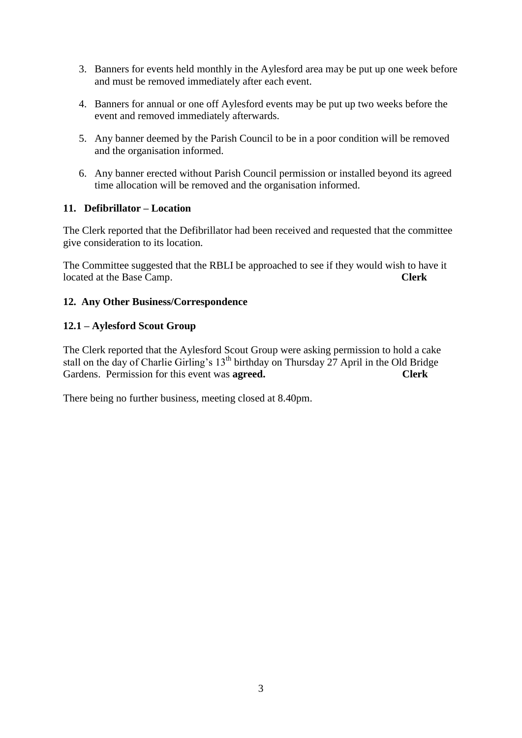3. Banners for events held monthly in the Aylesford area may be put up one week before and must be removed immediately after each event.

4. Banners for annual or one off Aylesford events may be put up two weeks before the event and removed immediately afterwards.

5. Any banner deemed by the Parish Council to be in a poor condition will be removed and the organisation informed.

6. Any banner erected without Parish Council permission or installed beyond its agreed time allocation will be removed and the organisation informed.

**11. Defibrillator – Location**

The Clerk reported that the Defibrillator had been received and requested that the committee give consideration to its location.

The Committee suggested that the RBLI be approached to see if they would wish to have it located at the Base Camp. **Clerk**

**12. Any Other Business/Correspondence**

**12.1 – Aylesford Scout Group**

The Clerk reported that the Aylesford Scout Group were asking permission to hold a cake stall on the day of Charlie Girling's 13th birthday on Thursday 27 April in the Old Bridge Gardens. Permission for this event was **agreed.** **Clerk**

There being no further business, meeting closed at 8.40pm.